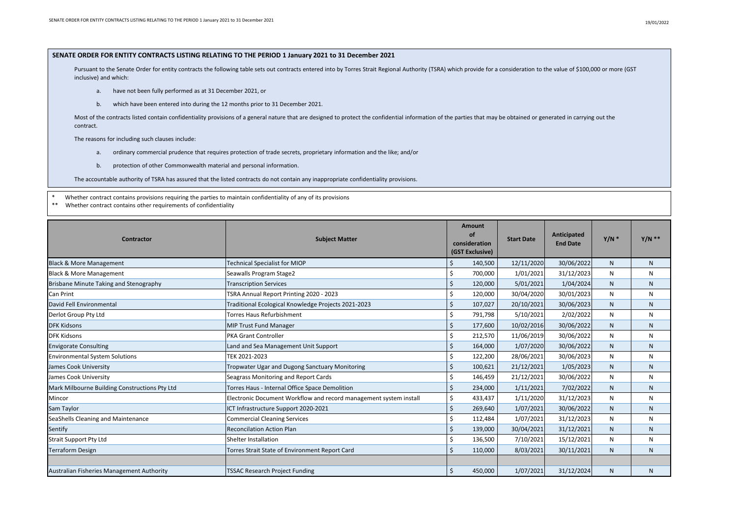## SENATE ORDER FOR ENTITY CONTRACTS LISTING RELATING TO THE PERIOD 1 January 2021 to 31 December 2021

Pursuant to the Senate Order for entity contracts the following table sets out contracts entered into by Torres Strait Regional Authority (TSRA) which provide for a consideration to the value of $100,000 or more (GST inclusive) and which:

a. have not been fully performed as at 31 December 2021, or

b. which have been entered into during the 12 months prior to 31 December 2021.

Most of the contracts listed contain confidentiality provisions of a general nature that are designed to protect the confidential information of the parties that may be obtained or generated in carrying out the contract.

The reasons for including such clauses include:

a. ordinary commercial prudence that requires protection of trade secrets, proprietary information and the like; and/or

b. protection of other Commonwealth material and personal information.

The accountable authority of TSRA has assured that the listed contracts do not contain any inappropriate confidentiality provisions.

\* Whether contract contains provisions requiring the parties to maintain confidentiality of any of its provisions

\** Whether contract contains other requirements of confidentiality

| Contractor | Subject Matter | Amount of consideration (GST Exclusive) | Start Date | Anticipated End Date | Y/N * | Y/N ** |
|---|---|---|---|---|---|---|
| Black & More Management | Technical Specialist for MIOP | $ 140,500 | 12/11/2020 | 30/06/2022 | N | N |
| Black & More Management | Seawalls Program Stage2 | $ 700,000 | 1/01/2021 | 31/12/2023 | N | N |
| Brisbane Minute Taking and Stenography | Transcription Services | $ 120,000 | 5/01/2021 | 1/04/2024 | N | N |
| Can Print | TSRA Annual Report Printing 2020 - 2023 | $ 120,000 | 30/04/2020 | 30/01/2023 | N | N |
| David Fell Environmental | Traditional Ecological Knowledge Projects 2021-2023 | $ 107,027 | 20/10/2021 | 30/06/2023 | N | N |
| Derlot Group Pty Ltd | Torres Haus Refurbishment | $ 791,798 | 5/10/2021 | 2/02/2022 | N | N |
| DFK Kidsons | MIP Trust Fund Manager | $ 177,600 | 10/02/2016 | 30/06/2022 | N | N |
| DFK Kidsons | PKA Grant Controller | $ 212,570 | 11/06/2019 | 30/06/2022 | N | N |
| Envigorate Consulting | Land and Sea Management Unit Support | $ 164,000 | 1/07/2020 | 30/06/2022 | N | N |
| Environmental System Solutions | TEK 2021-2023 | $ 122,200 | 28/06/2021 | 30/06/2023 | N | N |
| James Cook University | Tropwater Ugar and Dugong Sanctuary Monitoring | $ 100,621 | 21/12/2021 | 1/05/2023 | N | N |
| James Cook University | Seagrass Monitoring and Report Cards | $ 146,459 | 21/12/2021 | 30/06/2022 | N | N |
| Mark Milbourne Building Constructions Pty Ltd | Torres Haus - Internal Office Space Demolition | $ 234,000 | 1/11/2021 | 7/02/2022 | N | N |
| Mincor | Electronic Document Workflow and record management system install | $ 433,437 | 1/11/2020 | 31/12/2023 | N | N |
| Sam Taylor | ICT Infrastructure Support 2020-2021 | $ 269,640 | 1/07/2021 | 30/06/2022 | N | N |
| SeaShells Cleaning and Maintenance | Commercial Cleaning Services | $ 112,484 | 1/07/2021 | 31/12/2023 | N | N |
| Sentify | Reconcilation Action Plan | $ 139,000 | 30/04/2021 | 31/12/2021 | N | N |
| Strait Support Pty Ltd | Shelter Installation | $ 136,500 | 7/10/2021 | 15/12/2021 | N | N |
| Terraform Design | Torres Strait State of Environment Report Card | $ 110,000 | 8/03/2021 | 30/11/2021 | N | N |
| | | | | | | |
| Australian Fisheries Management Authority | TSSAC Research Project Funding | $ 450,000 | 1/07/2021 | 31/12/2024 | N | N |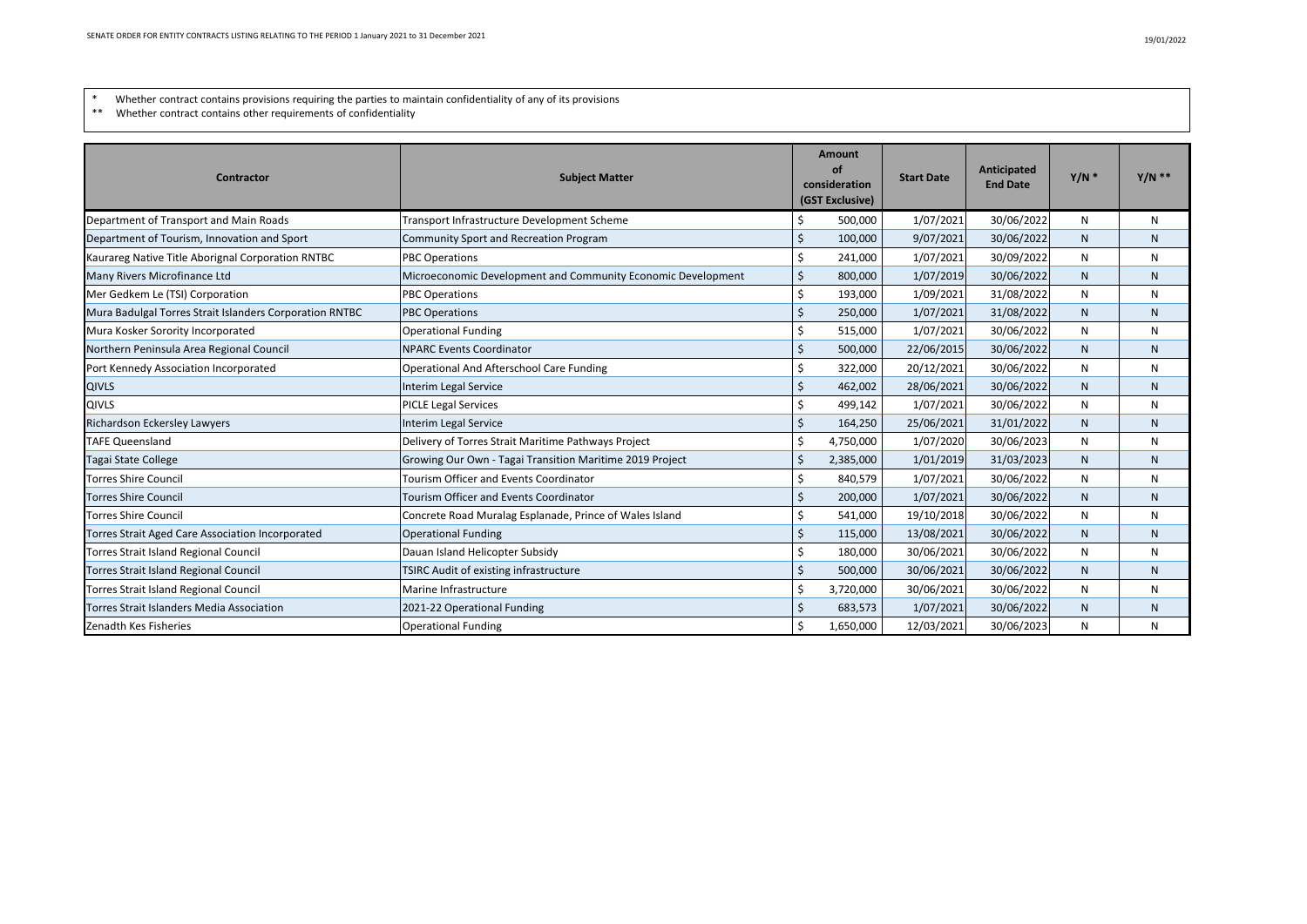\* Whether contract contains provisions requiring the parties to maintain confidentiality of any of its provisions
\*\* Whether contract contains other requirements of confidentiality

| Contractor | Subject Matter | Amount of consideration (GST Exclusive) | Start Date | Anticipated End Date | Y/N * | Y/N ** |
|---|---|---|---|---|---|---|
| Department of Transport and Main Roads | Transport Infrastructure Development Scheme | $ 500,000 | 1/07/2021 | 30/06/2022 | N | N |
| Department of Tourism, Innovation and Sport | Community Sport and Recreation Program | $ 100,000 | 9/07/2021 | 30/06/2022 | N | N |
| Kaurareg Native Title Aborignal Corporation RNTBC | PBC Operations | $ 241,000 | 1/07/2021 | 30/09/2022 | N | N |
| Many Rivers Microfinance Ltd | Microeconomic Development and Community Economic Development | $ 800,000 | 1/07/2019 | 30/06/2022 | N | N |
| Mer Gedkem Le (TSI) Corporation | PBC Operations | $ 193,000 | 1/09/2021 | 31/08/2022 | N | N |
| Mura Badulgal Torres Strait Islanders Corporation RNTBC | PBC Operations | $ 250,000 | 1/07/2021 | 31/08/2022 | N | N |
| Mura Kosker Sorority Incorporated | Operational Funding | $ 515,000 | 1/07/2021 | 30/06/2022 | N | N |
| Northern Peninsula Area Regional Council | NPARC Events Coordinator | $ 500,000 | 22/06/2015 | 30/06/2022 | N | N |
| Port Kennedy Association Incorporated | Operational And Afterschool Care Funding | $ 322,000 | 20/12/2021 | 30/06/2022 | N | N |
| QIVLS | Interim Legal Service | $ 462,002 | 28/06/2021 | 30/06/2022 | N | N |
| QIVLS | PICLE Legal Services | $ 499,142 | 1/07/2021 | 30/06/2022 | N | N |
| Richardson Eckersley Lawyers | Interim Legal Service | $ 164,250 | 25/06/2021 | 31/01/2022 | N | N |
| TAFE Queensland | Delivery of Torres Strait Maritime Pathways Project | $ 4,750,000 | 1/07/2020 | 30/06/2023 | N | N |
| Tagai State College | Growing Our Own - Tagai Transition Maritime 2019 Project | $ 2,385,000 | 1/01/2019 | 31/03/2023 | N | N |
| Torres Shire Council | Tourism Officer and Events Coordinator | $ 840,579 | 1/07/2021 | 30/06/2022 | N | N |
| Torres Shire Council | Tourism Officer and Events Coordinator | $ 200,000 | 1/07/2021 | 30/06/2022 | N | N |
| Torres Shire Council | Concrete Road Muralag Esplanade, Prince of Wales Island | $ 541,000 | 19/10/2018 | 30/06/2022 | N | N |
| Torres Strait Aged Care Association Incorporated | Operational Funding | $ 115,000 | 13/08/2021 | 30/06/2022 | N | N |
| Torres Strait Island Regional Council | Dauan Island Helicopter Subsidy | $ 180,000 | 30/06/2021 | 30/06/2022 | N | N |
| Torres Strait Island Regional Council | TSIRC Audit of existing infrastructure | $ 500,000 | 30/06/2021 | 30/06/2022 | N | N |
| Torres Strait Island Regional Council | Marine Infrastructure | $ 3,720,000 | 30/06/2021 | 30/06/2022 | N | N |
| Torres Strait Islanders Media Association | 2021-22 Operational Funding | $ 683,573 | 1/07/2021 | 30/06/2022 | N | N |
| Zenadth Kes Fisheries | Operational Funding | $ 1,650,000 | 12/03/2021 | 30/06/2023 | N | N |